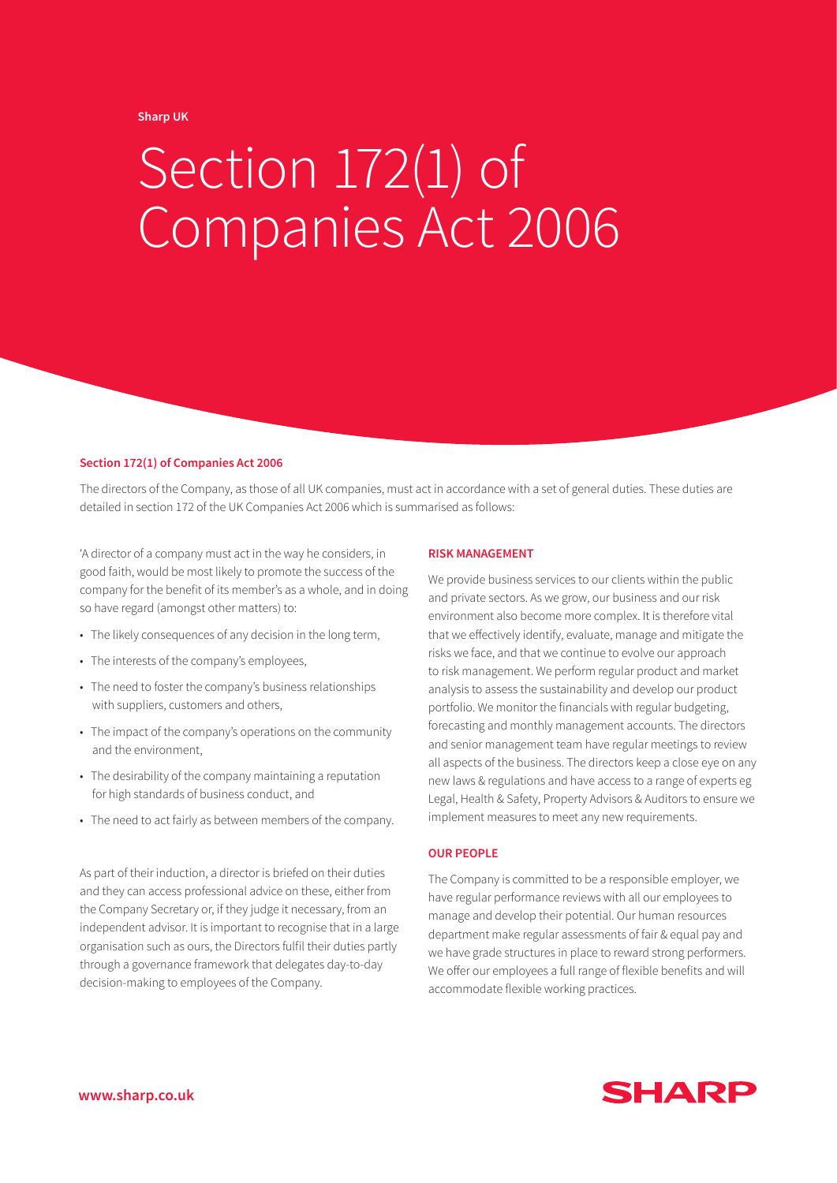**Sharp UK**

# Section 172(1) of Companies Act 2006

## Section 172(1) of Companies Act 2006

The directors of the Company, as those of all UK companies, must act in accordance with a set of general duties. These duties are detailed in section 172 of the UK Companies Act 2006 which is summarised as follows:

'A director of a company must act in the way he considers, in good faith, would be most likely to promote the success of the company for the benefit of its member's as a whole, and in doing so have regard (amongst other matters) to:

- The likely consequences of any decision in the long term,
- The interests of the company's employees,
- The need to foster the company's business relationships with suppliers, customers and others,
- The impact of the company's operations on the community and the environment,
- The desirability of the company maintaining a reputation for high standards of business conduct, and
- The need to act fairly as between members of the company.

As part of their induction, a director is briefed on their duties and they can access professional advice on these, either from the Company Secretary or, if they judge it necessary, from an independent advisor. It is important to recognise that in a large organisation such as ours, the Directors fulfil their duties partly through a governance framework that delegates day-to-day decision-making to employees of the Company.

### RISK MANAGEMENT

We provide business services to our clients within the public and private sectors. As we grow, our business and our risk environment also become more complex. It is therefore vital that we effectively identify, evaluate, manage and mitigate the risks we face, and that we continue to evolve our approach to risk management. We perform regular product and market analysis to assess the sustainability and develop our product portfolio. We monitor the financials with regular budgeting, forecasting and monthly management accounts. The directors and senior management team have regular meetings to review all aspects of the business. The directors keep a close eye on any new laws & regulations and have access to a range of experts eg Legal, Health & Safety, Property Advisors & Auditors to ensure we implement measures to meet any new requirements.

### OUR PEOPLE

The Company is committed to be a responsible employer, we have regular performance reviews with all our employees to manage and develop their potential. Our human resources department make regular assessments of fair & equal pay and we have grade structures in place to reward strong performers. We offer our employees a full range of flexible benefits and will accommodate flexible working practices.

**www.sharp.co.uk**

SHARP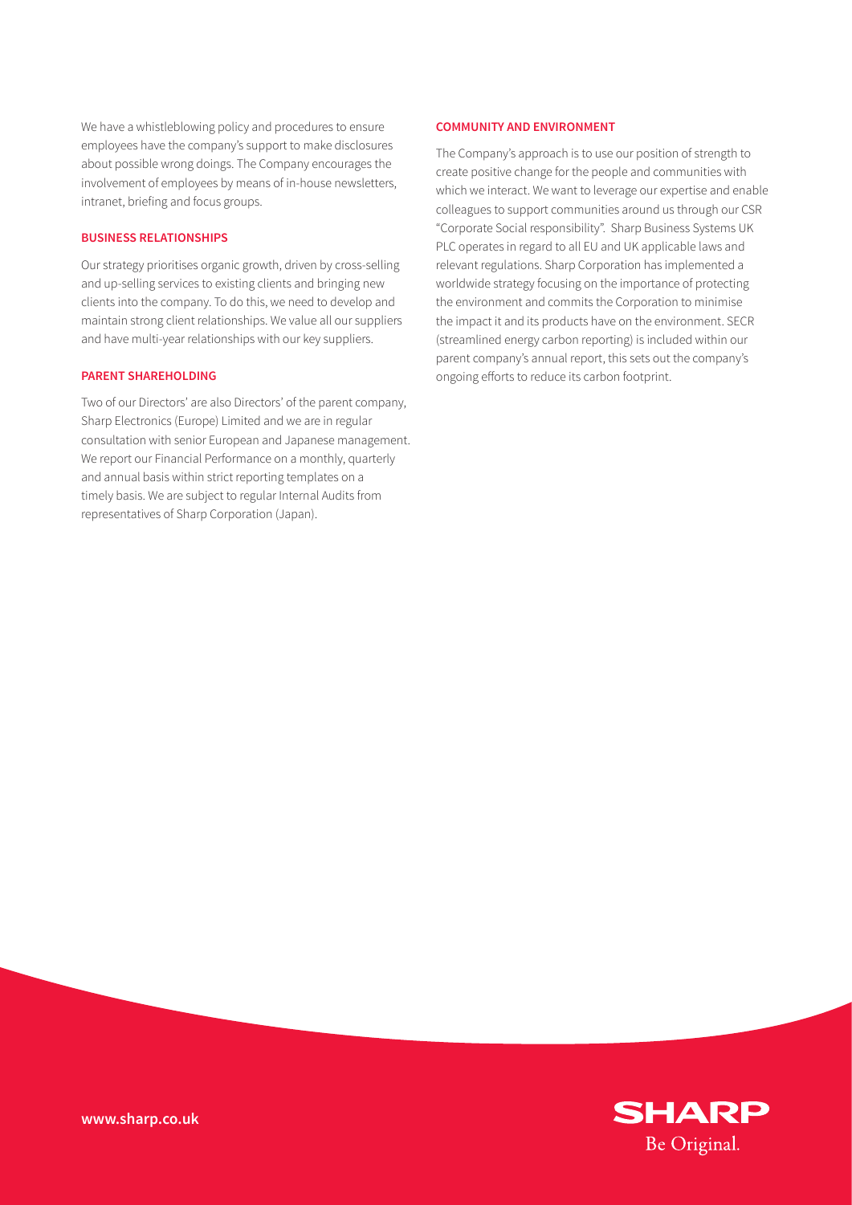We have a whistleblowing policy and procedures to ensure employees have the company's support to make disclosures about possible wrong doings. The Company encourages the involvement of employees by means of in-house newsletters, intranet, briefing and focus groups.

### BUSINESS RELATIONSHIPS

Our strategy prioritises organic growth, driven by cross-selling and up-selling services to existing clients and bringing new clients into the company. To do this, we need to develop and maintain strong client relationships. We value all our suppliers and have multi-year relationships with our key suppliers.

### PARENT SHAREHOLDING

Two of our Directors' are also Directors' of the parent company, Sharp Electronics (Europe) Limited and we are in regular consultation with senior European and Japanese management. We report our Financial Performance on a monthly, quarterly and annual basis within strict reporting templates on a timely basis. We are subject to regular Internal Audits from representatives of Sharp Corporation (Japan).

### COMMUNITY AND ENVIRONMENT

The Company's approach is to use our position of strength to create positive change for the people and communities with which we interact. We want to leverage our expertise and enable colleagues to support communities around us through our CSR "Corporate Social responsibility". Sharp Business Systems UK PLC operates in regard to all EU and UK applicable laws and relevant regulations. Sharp Corporation has implemented a worldwide strategy focusing on the importance of protecting the environment and commits the Corporation to minimise the impact it and its products have on the environment. SECR (streamlined energy carbon reporting) is included within our parent company's annual report, this sets out the company's ongoing efforts to reduce its carbon footprint.

**www.sharp.co.uk**

SHARP
Be Original.